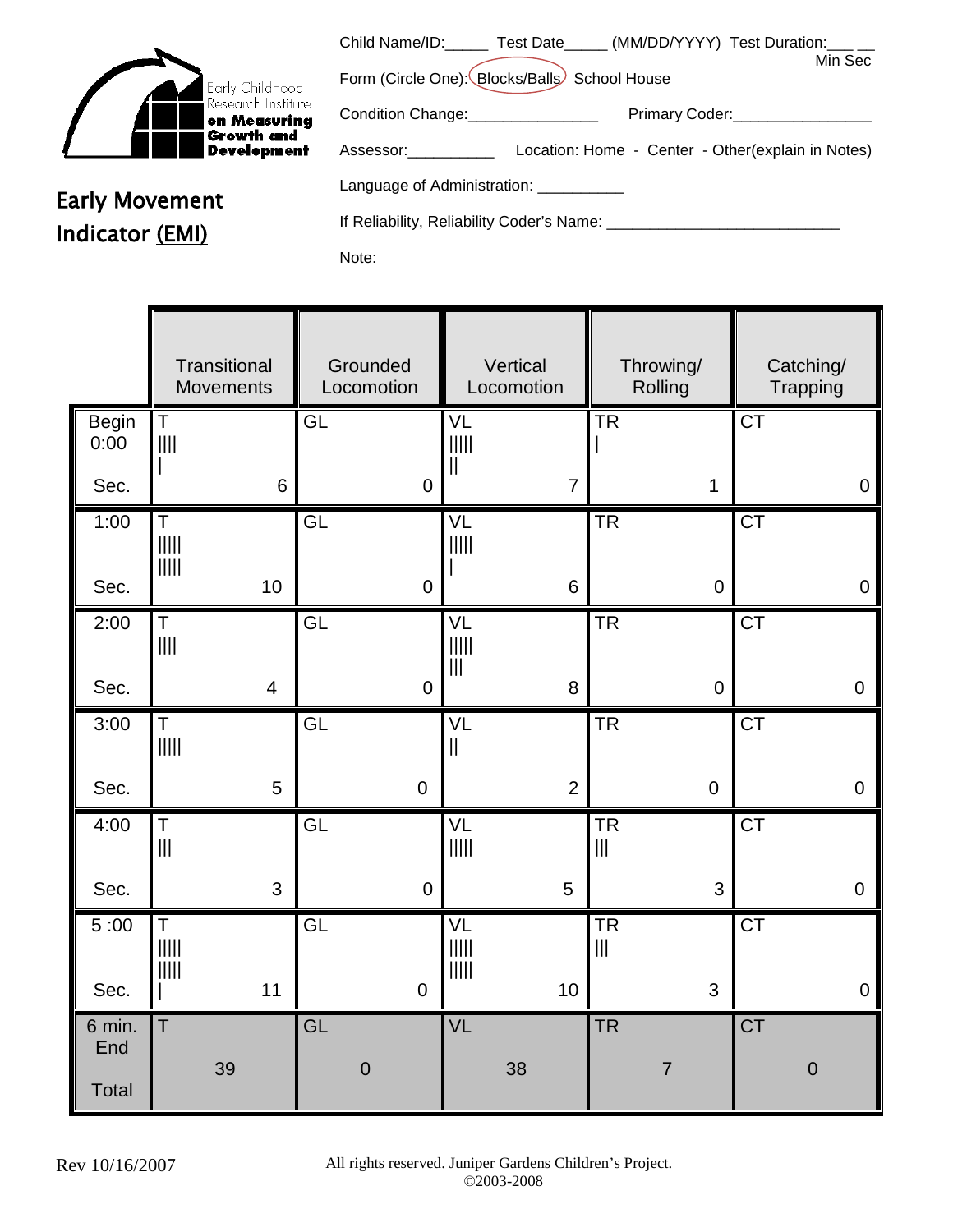Early Childhood Research Institute on Measuring Growth and Development

# Early Movement Indicator (EMI)

Child Name/ID:_____ Test Date_____ (MM/DD/YYYY) Test Duration:___ __ Min Sec

Form (Circle One): Blocks/Balls (circled) School House

Condition Change:_______________ Primary Coder:________________

Assessor:__________ Location: Home - Center - Other(explain in Notes)

Language of Administration: __________

If Reliability, Reliability Coder's Name: ___________________________

Note:

| | Transitional Movements | Grounded Locomotion | Vertical Locomotion | Throwing/ Rolling | Catching/ Trapping |
|---|---|---|---|---|---|
| Begin 0:00 Sec. | T <br> \|\|\|\| <br> \| <br> 6 | GL <br> 0 | VL <br> \|\|\|\|\| <br> \|\| <br> 7 | TR <br> \| <br> 1 | CT <br> 0 |
| 1:00 Sec. | T <br> \|\|\|\|\| <br> \|\|\|\|\| <br> 10 | GL <br> 0 | VL <br> \|\|\|\|\| <br> \| <br> 6 | TR <br> 0 | CT <br> 0 |
| 2:00 Sec. | T <br> \|\|\|\| <br> 4 | GL <br> 0 | VL <br> \|\|\|\|\| <br> \|\|\| <br> 8 | TR <br> 0 | CT <br> 0 |
| 3:00 Sec. | T <br> \|\|\|\|\| <br> 5 | GL <br> 0 | VL <br> \|\| <br> 2 | TR <br> 0 | CT <br> 0 |
| 4:00 Sec. | T <br> \|\|\| <br> 3 | GL <br> 0 | VL <br> \|\|\|\|\| <br> 5 | TR <br> \|\|\| <br> 3 | CT <br> 0 |
| 5:00 Sec. | T <br> \|\|\|\|\| <br> \|\|\|\|\| <br> \| <br> 11 | GL <br> 0 | VL <br> \|\|\|\|\| <br> \|\|\|\|\| <br> 10 | TR <br> \|\|\| <br> 3 | CT <br> 0 |
| 6 min. End Total | T <br> 39 | GL <br> 0 | VL <br> 38 | TR <br> 7 | CT <br> 0 |

Rev 10/16/2007

All rights reserved. Juniper Gardens Children's Project. ©2003-2008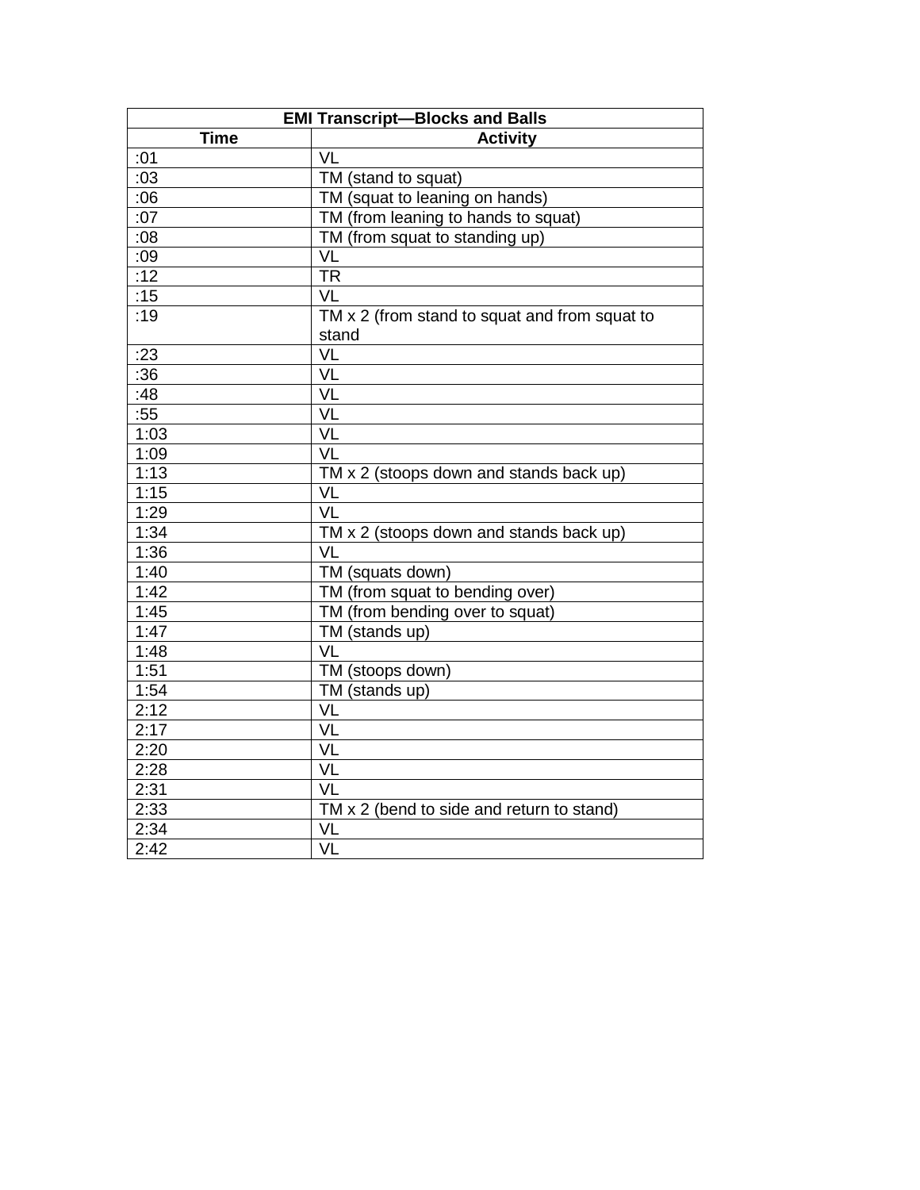| EMI Transcript—Blocks and Balls | |
|---|---|
| **Time** | **Activity** |
| :01 | VL |
| :03 | TM (stand to squat) |
| :06 | TM (squat to leaning on hands) |
| :07 | TM (from leaning to hands to squat) |
| :08 | TM (from squat to standing up) |
| :09 | VL |
| :12 | TR |
| :15 | VL |
| :19 | TM x 2 (from stand to squat and from squat to stand |
| :23 | VL |
| :36 | VL |
| :48 | VL |
| :55 | VL |
| 1:03 | VL |
| 1:09 | VL |
| 1:13 | TM x 2 (stoops down and stands back up) |
| 1:15 | VL |
| 1:29 | VL |
| 1:34 | TM x 2 (stoops down and stands back up) |
| 1:36 | VL |
| 1:40 | TM (squats down) |
| 1:42 | TM (from squat to bending over) |
| 1:45 | TM (from bending over to squat) |
| 1:47 | TM (stands up) |
| 1:48 | VL |
| 1:51 | TM (stoops down) |
| 1:54 | TM (stands up) |
| 2:12 | VL |
| 2:17 | VL |
| 2:20 | VL |
| 2:28 | VL |
| 2:31 | VL |
| 2:33 | TM x 2 (bend to side and return to stand) |
| 2:34 | VL |
| 2:42 | VL |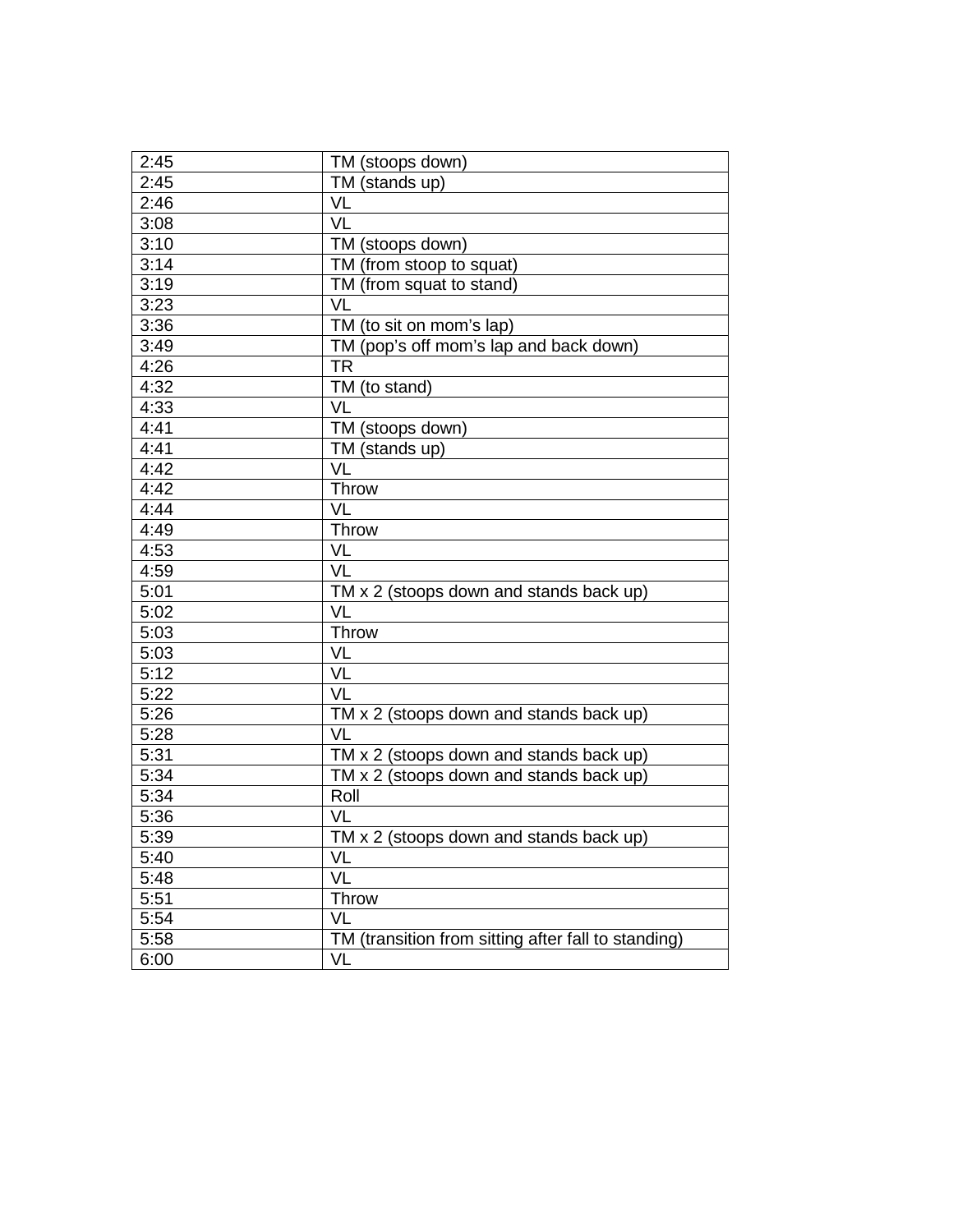| | |
|---|---|
| 2:45 | TM (stoops down) |
| 2:45 | TM (stands up) |
| 2:46 | VL |
| 3:08 | VL |
| 3:10 | TM (stoops down) |
| 3:14 | TM (from stoop to squat) |
| 3:19 | TM (from squat to stand) |
| 3:23 | VL |
| 3:36 | TM (to sit on mom's lap) |
| 3:49 | TM (pop's off mom's lap and back down) |
| 4:26 | TR |
| 4:32 | TM (to stand) |
| 4:33 | VL |
| 4:41 | TM (stoops down) |
| 4:41 | TM (stands up) |
| 4:42 | VL |
| 4:42 | Throw |
| 4:44 | VL |
| 4:49 | Throw |
| 4:53 | VL |
| 4:59 | VL |
| 5:01 | TM x 2 (stoops down and stands back up) |
| 5:02 | VL |
| 5:03 | Throw |
| 5:03 | VL |
| 5:12 | VL |
| 5:22 | VL |
| 5:26 | TM x 2 (stoops down and stands back up) |
| 5:28 | VL |
| 5:31 | TM x 2 (stoops down and stands back up) |
| 5:34 | TM x 2 (stoops down and stands back up) |
| 5:34 | Roll |
| 5:36 | VL |
| 5:39 | TM x 2 (stoops down and stands back up) |
| 5:40 | VL |
| 5:48 | VL |
| 5:51 | Throw |
| 5:54 | VL |
| 5:58 | TM (transition from sitting after fall to standing) |
| 6:00 | VL |